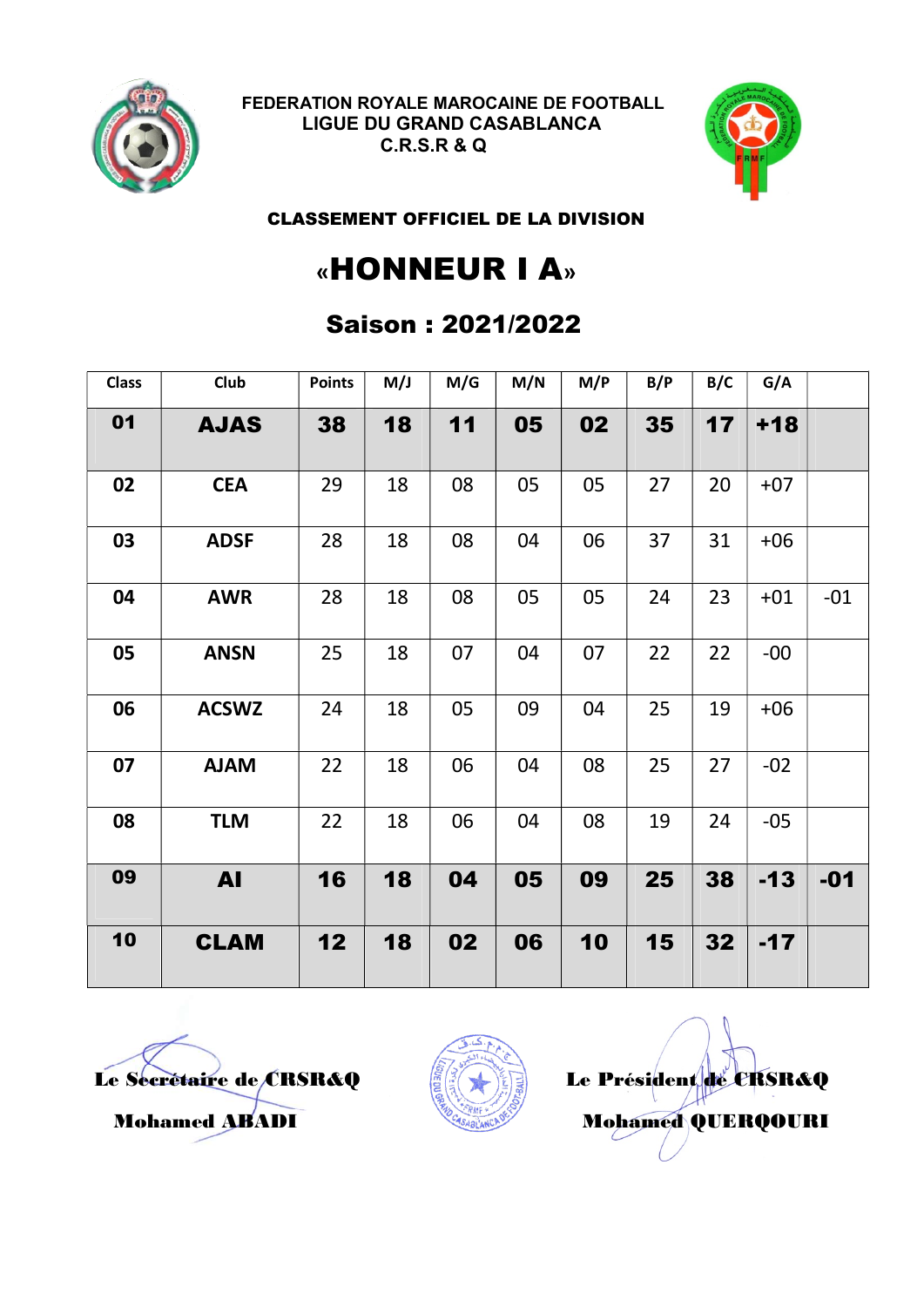FEDERATION ROYALE MAROCAINE DE FOOTBALL
LIGUE DU GRAND CASABLANCA
C.R.S.R & Q

**CLASSEMENT OFFICIEL DE LA DIVISION**

# «HONNEUR I A»

## Saison : 2021/2022

| Class | Club | Points | M/J | M/G | M/N | M/P | B/P | B/C | G/A | |
|---|---|---|---|---|---|---|---|---|---|---|
| **01** | **AJAS** | **38** | **18** | **11** | **05** | **02** | **35** | **17** | **+18** | |
| 02 | CEA | 29 | 18 | 08 | 05 | 05 | 27 | 20 | +07 | |
| 03 | ADSF | 28 | 18 | 08 | 04 | 06 | 37 | 31 | +06 | |
| 04 | AWR | 28 | 18 | 08 | 05 | 05 | 24 | 23 | +01 | -01 |
| 05 | ANSN | 25 | 18 | 07 | 04 | 07 | 22 | 22 | -00 | |
| 06 | ACSWZ | 24 | 18 | 05 | 09 | 04 | 25 | 19 | +06 | |
| 07 | AJAM | 22 | 18 | 06 | 04 | 08 | 25 | 27 | -02 | |
| 08 | TLM | 22 | 18 | 06 | 04 | 08 | 19 | 24 | -05 | |
| **09** | **AI** | **16** | **18** | **04** | **05** | **09** | **25** | **38** | **-13** | **-01** |
| **10** | **CLAM** | **12** | **18** | **02** | **06** | **10** | **15** | **32** | **-17** | |

**Le Secrétaire de CRSR&Q**
**Mohamed ABADI**

**Le Président de CRSR&Q**
**Mohamed QUERQOURI**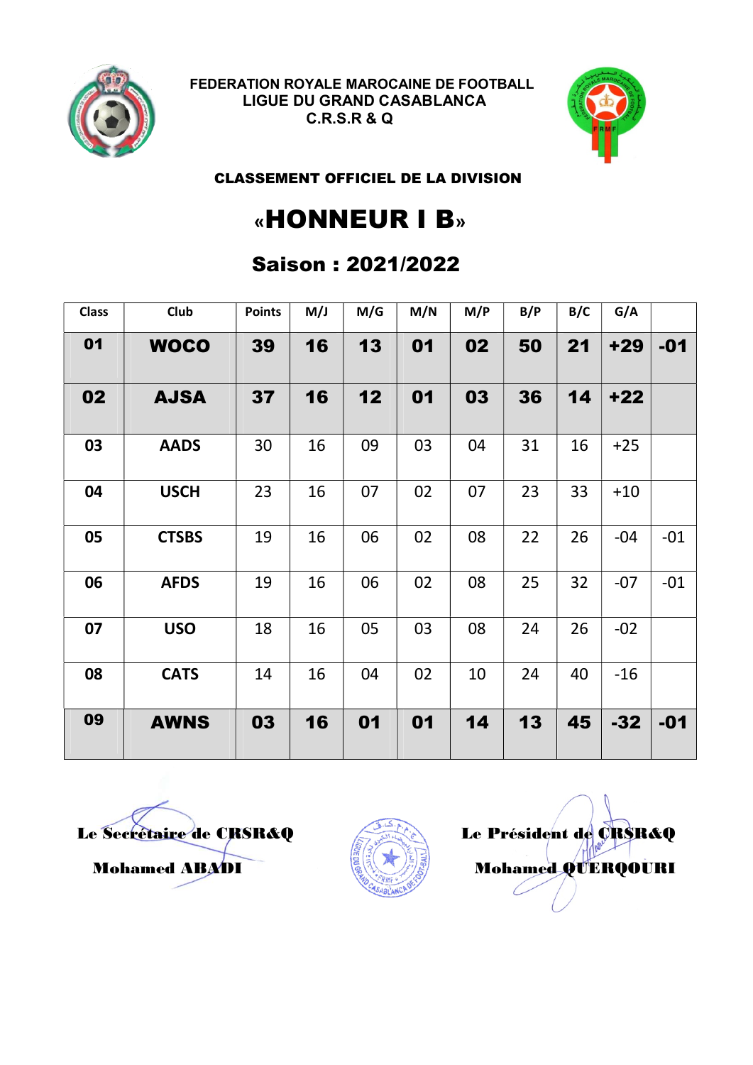FEDERATION ROYALE MAROCAINE DE FOOTBALL
LIGUE DU GRAND CASABLANCA
C.R.S.R & Q

**CLASSEMENT OFFICIEL DE LA DIVISION**

# «HONNEUR I B»

## Saison : 2021/2022

| Class | Club | Points | M/J | M/G | M/N | M/P | B/P | B/C | G/A | |
|---|---|---|---|---|---|---|---|---|---|---|
| **01** | **WOCO** | **39** | **16** | **13** | **01** | **02** | **50** | **21** | **+29** | **-01** |
| **02** | **AJSA** | **37** | **16** | **12** | **01** | **03** | **36** | **14** | **+22** | |
| 03 | AADS | 30 | 16 | 09 | 03 | 04 | 31 | 16 | +25 | |
| 04 | USCH | 23 | 16 | 07 | 02 | 07 | 23 | 33 | +10 | |
| 05 | CTSBS | 19 | 16 | 06 | 02 | 08 | 22 | 26 | -04 | -01 |
| 06 | AFDS | 19 | 16 | 06 | 02 | 08 | 25 | 32 | -07 | -01 |
| 07 | USO | 18 | 16 | 05 | 03 | 08 | 24 | 26 | -02 | |
| 08 | CATS | 14 | 16 | 04 | 02 | 10 | 24 | 40 | -16 | |
| **09** | **AWNS** | **03** | **16** | **01** | **01** | **14** | **13** | **45** | **-32** | **-01** |

**Le Secrétaire de CRSR&Q**

**Mohamed ABADI**

**Le Président de CRSR&Q**

**Mohamed QUERQOURI**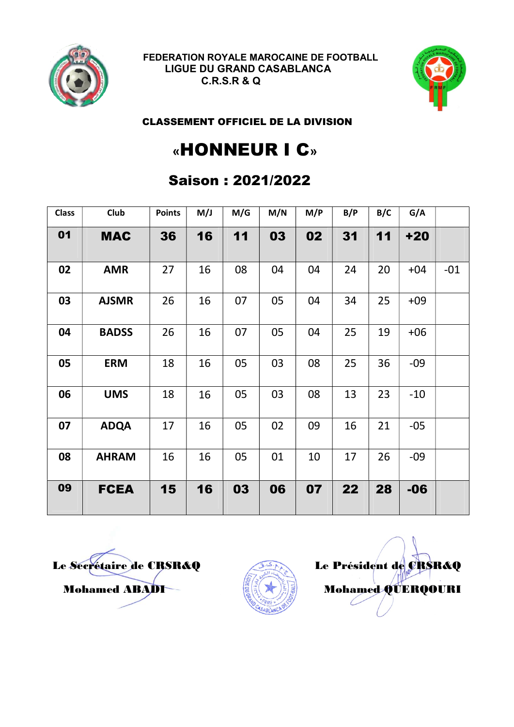FEDERATION ROYALE MAROCAINE DE FOOTBALL
LIGUE DU GRAND CASABLANCA
C.R.S.R & Q

**CLASSEMENT OFFICIEL DE LA DIVISION**

# «HONNEUR I C»

## Saison : 2021/2022

| Class | Club | Points | M/J | M/G | M/N | M/P | B/P | B/C | G/A | |
|---|---|---|---|---|---|---|---|---|---|---|
| **01** | **MAC** | **36** | **16** | **11** | **03** | **02** | **31** | **11** | **+20** | |
| **02** | **AMR** | 27 | 16 | 08 | 04 | 04 | 24 | 20 | +04 | -01 |
| **03** | **AJSMR** | 26 | 16 | 07 | 05 | 04 | 34 | 25 | +09 | |
| **04** | **BADSS** | 26 | 16 | 07 | 05 | 04 | 25 | 19 | +06 | |
| **05** | **ERM** | 18 | 16 | 05 | 03 | 08 | 25 | 36 | -09 | |
| **06** | **UMS** | 18 | 16 | 05 | 03 | 08 | 13 | 23 | -10 | |
| **07** | **ADQA** | 17 | 16 | 05 | 02 | 09 | 16 | 21 | -05 | |
| **08** | **AHRAM** | 16 | 16 | 05 | 01 | 10 | 17 | 26 | -09 | |
| **09** | **FCEA** | **15** | **16** | **03** | **06** | **07** | **22** | **28** | **-06** | |

**Le Secrétaire de CRSR&Q**

**Mohamed ABADI**

**Le Président de CRSR&Q**

**Mohamed QUERQOURI**